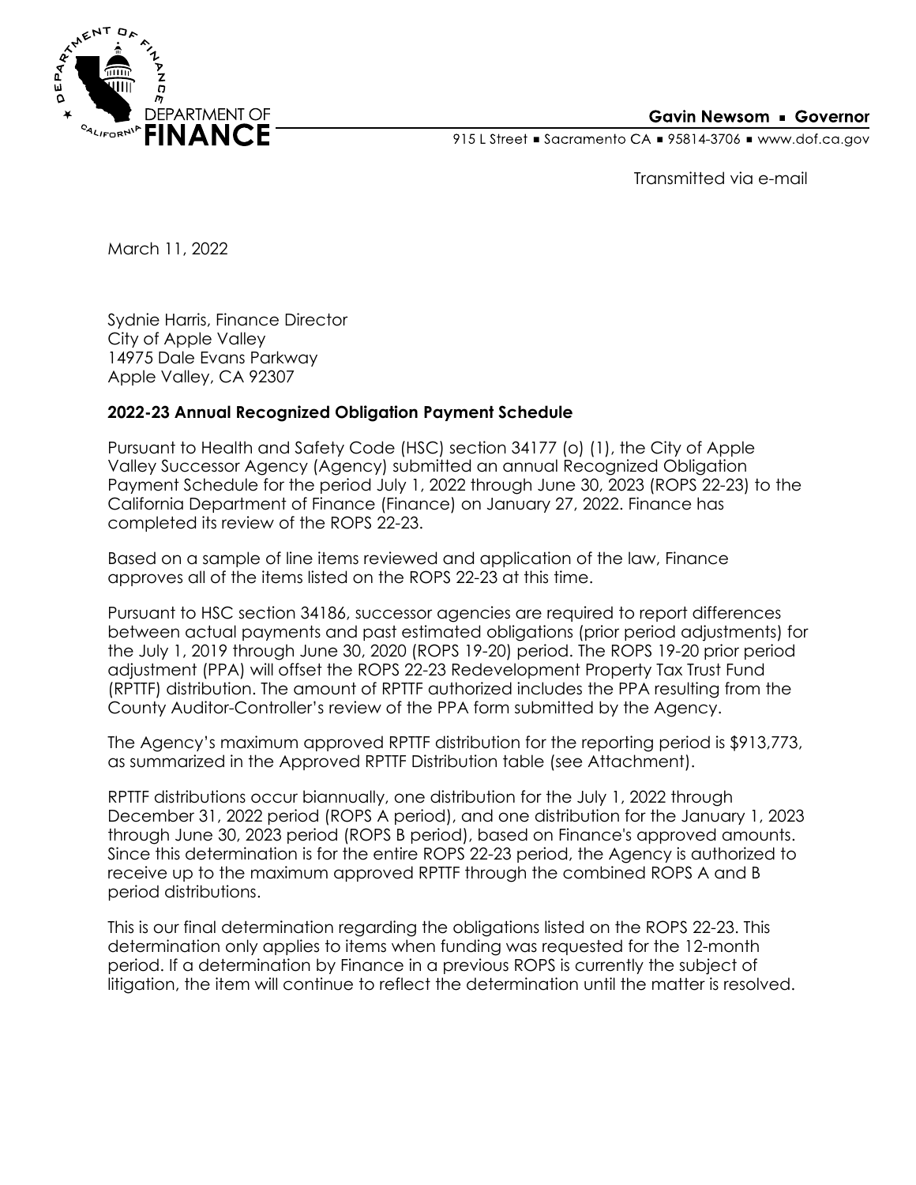DEPARTMENT OF **FINANCE**

**Gavin Newsom ▪ Governor**

915 L Street ▪ Sacramento CA ▪ 95814-3706 ▪ www.dof.ca.gov

Transmitted via e-mail

March 11, 2022

Sydnie Harris, Finance Director
City of Apple Valley
14975 Dale Evans Parkway
Apple Valley, CA 92307

**2022-23 Annual Recognized Obligation Payment Schedule**

Pursuant to Health and Safety Code (HSC) section 34177 (o) (1), the City of Apple Valley Successor Agency (Agency) submitted an annual Recognized Obligation Payment Schedule for the period July 1, 2022 through June 30, 2023 (ROPS 22-23) to the California Department of Finance (Finance) on January 27, 2022. Finance has completed its review of the ROPS 22-23.

Based on a sample of line items reviewed and application of the law, Finance approves all of the items listed on the ROPS 22-23 at this time.

Pursuant to HSC section 34186, successor agencies are required to report differences between actual payments and past estimated obligations (prior period adjustments) for the July 1, 2019 through June 30, 2020 (ROPS 19-20) period. The ROPS 19-20 prior period adjustment (PPA) will offset the ROPS 22-23 Redevelopment Property Tax Trust Fund (RPTTF) distribution. The amount of RPTTF authorized includes the PPA resulting from the County Auditor-Controller's review of the PPA form submitted by the Agency.

The Agency's maximum approved RPTTF distribution for the reporting period is $913,773, as summarized in the Approved RPTTF Distribution table (see Attachment).

RPTTF distributions occur biannually, one distribution for the July 1, 2022 through December 31, 2022 period (ROPS A period), and one distribution for the January 1, 2023 through June 30, 2023 period (ROPS B period), based on Finance's approved amounts. Since this determination is for the entire ROPS 22-23 period, the Agency is authorized to receive up to the maximum approved RPTTF through the combined ROPS A and B period distributions.

This is our final determination regarding the obligations listed on the ROPS 22-23. This determination only applies to items when funding was requested for the 12-month period. If a determination by Finance in a previous ROPS is currently the subject of litigation, the item will continue to reflect the determination until the matter is resolved.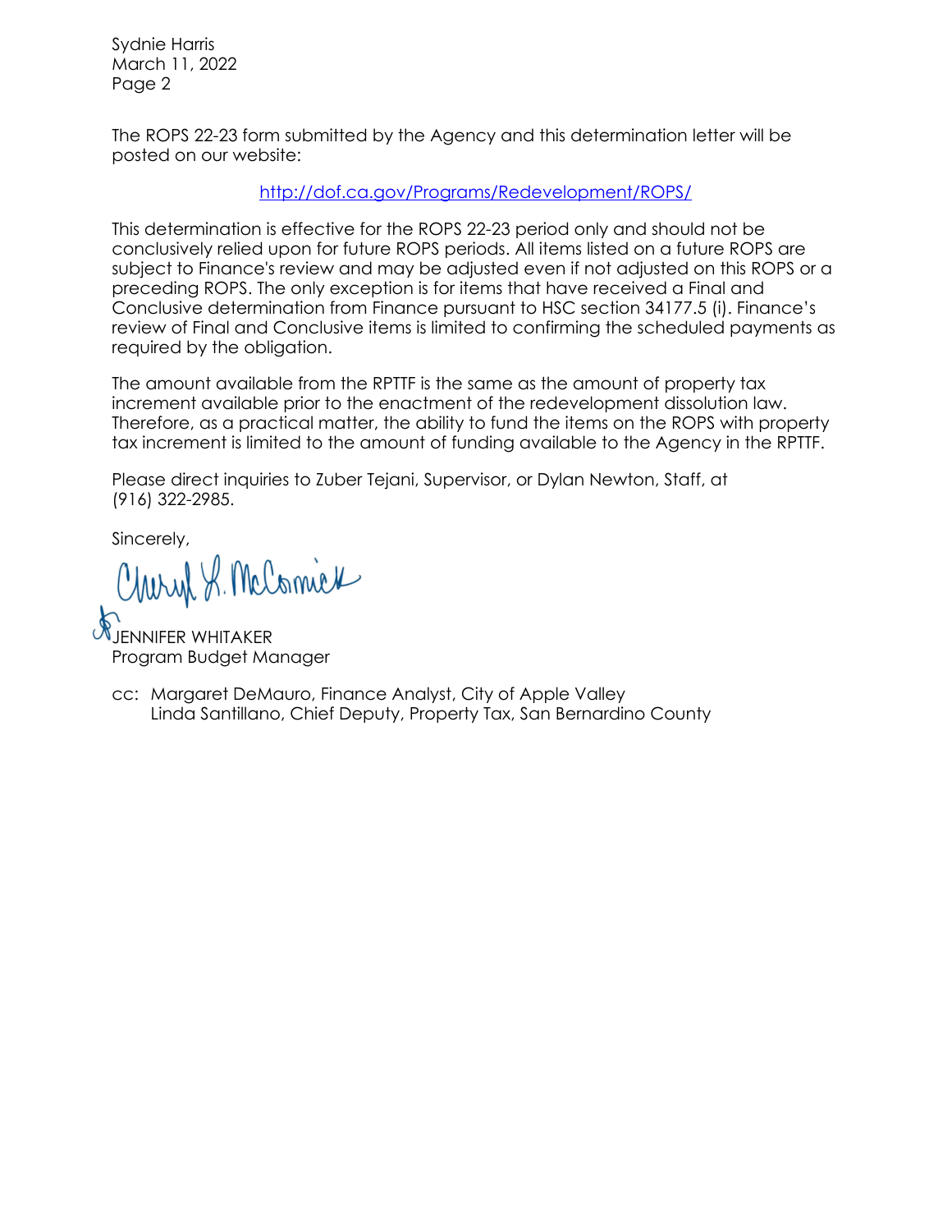Sydnie Harris
March 11, 2022

The ROPS 22-23 form submitted by the Agency and this determination letter will be posted on our website:

http://dof.ca.gov/Programs/Redevelopment/ROPS/

This determination is effective for the ROPS 22-23 period only and should not be conclusively relied upon for future ROPS periods. All items listed on a future ROPS are subject to Finance's review and may be adjusted even if not adjusted on this ROPS or a preceding ROPS. The only exception is for items that have received a Final and Conclusive determination from Finance pursuant to HSC section 34177.5 (i). Finance's review of Final and Conclusive items is limited to confirming the scheduled payments as required by the obligation.

The amount available from the RPTTF is the same as the amount of property tax increment available prior to the enactment of the redevelopment dissolution law. Therefore, as a practical matter, the ability to fund the items on the ROPS with property tax increment is limited to the amount of funding available to the Agency in the RPTTF.

Please direct inquiries to Zuber Tejani, Supervisor, or Dylan Newton, Staff, at (916) 322-2985.

Sincerely,

Cheryl L. McCormick

JENNIFER WHITAKER
Program Budget Manager

cc: Margaret DeMauro, Finance Analyst, City of Apple Valley
Linda Santillano, Chief Deputy, Property Tax, San Bernardino County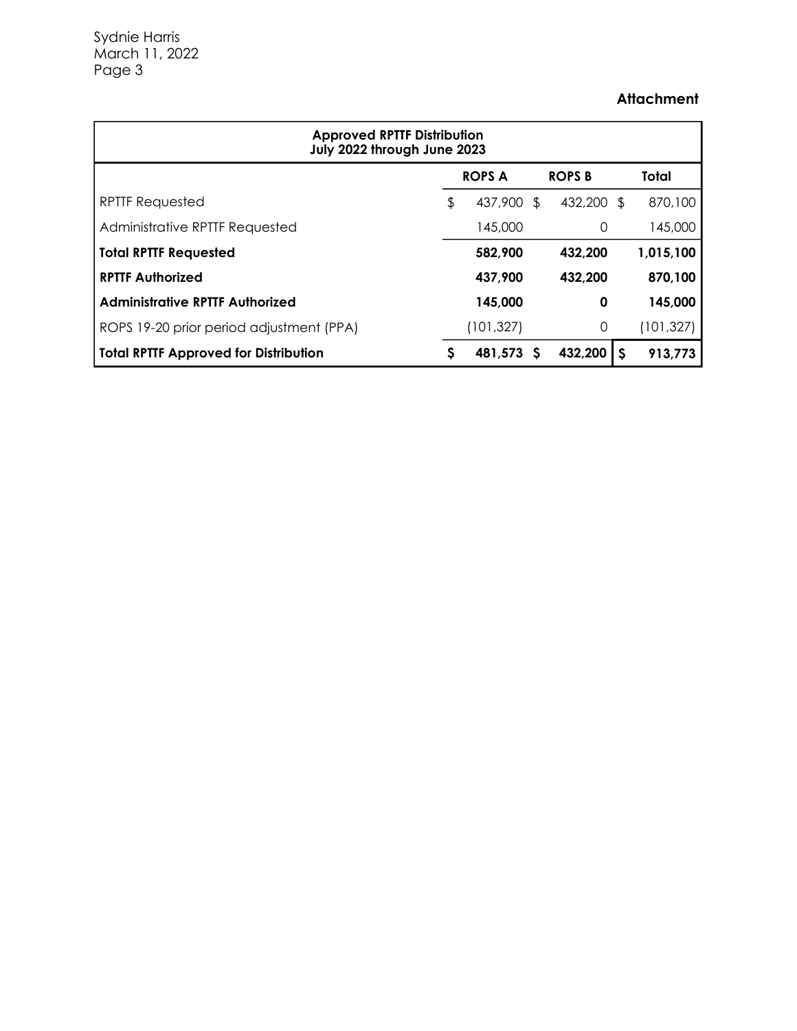**Attachment**

| Approved RPTTF Distribution<br>July 2022 through June 2023 | ROPS A | ROPS B | Total |
|---|---|---|---|
| RPTTF Requested | $ 437,900 | $ 432,200 | $ 870,100 |
| Administrative RPTTF Requested | 145,000 | 0 | 145,000 |
| **Total RPTTF Requested** | **582,900** | **432,200** | **1,015,100** |
| **RPTTF Authorized** | **437,900** | **432,200** | **870,100** |
| **Administrative RPTTF Authorized** | **145,000** | **0** | **145,000** |
| ROPS 19-20 prior period adjustment (PPA) | (101,327) | 0 | (101,327) |
| **Total RPTTF Approved for Distribution** | **$ 481,573** | **$ 432,200** | **$ 913,773** |